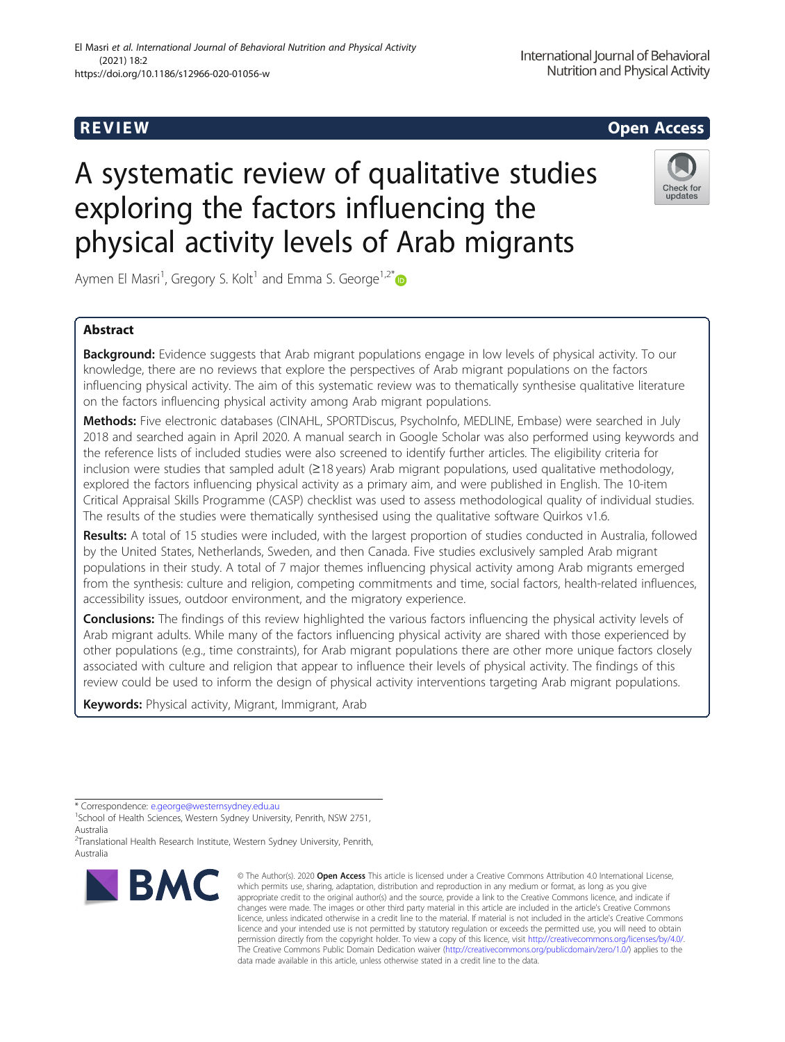REVIEW Open Access

# A systematic review of qualitative studies exploring the factors influencing the physical activity levels of Arab migrants

Aymen El Masri[1], Gregory S. Kolt[1] and Emma S. George[1,2*]

## Abstract

**Background:** Evidence suggests that Arab migrant populations engage in low levels of physical activity. To our knowledge, there are no reviews that explore the perspectives of Arab migrant populations on the factors influencing physical activity. The aim of this systematic review was to thematically synthesise qualitative literature on the factors influencing physical activity among Arab migrant populations.

**Methods:** Five electronic databases (CINAHL, SPORTDiscus, PsychoInfo, MEDLINE, Embase) were searched in July 2018 and searched again in April 2020. A manual search in Google Scholar was also performed using keywords and the reference lists of included studies were also screened to identify further articles. The eligibility criteria for inclusion were studies that sampled adult (≥18 years) Arab migrant populations, used qualitative methodology, explored the factors influencing physical activity as a primary aim, and were published in English. The 10-item Critical Appraisal Skills Programme (CASP) checklist was used to assess methodological quality of individual studies. The results of the studies were thematically synthesised using the qualitative software Quirkos v1.6.

**Results:** A total of 15 studies were included, with the largest proportion of studies conducted in Australia, followed by the United States, Netherlands, Sweden, and then Canada. Five studies exclusively sampled Arab migrant populations in their study. A total of 7 major themes influencing physical activity among Arab migrants emerged from the synthesis: culture and religion, competing commitments and time, social factors, health-related influences, accessibility issues, outdoor environment, and the migratory experience.

**Conclusions:** The findings of this review highlighted the various factors influencing the physical activity levels of Arab migrant adults. While many of the factors influencing physical activity are shared with those experienced by other populations (e.g., time constraints), for Arab migrant populations there are other more unique factors closely associated with culture and religion that appear to influence their levels of physical activity. The findings of this review could be used to inform the design of physical activity interventions targeting Arab migrant populations.

**Keywords:** Physical activity, Migrant, Immigrant, Arab

---

* Correspondence: e.george@westernsydney.edu.au
[1]School of Health Sciences, Western Sydney University, Penrith, NSW 2751, Australia
[2]Translational Health Research Institute, Western Sydney University, Penrith, Australia

© The Author(s). 2020 **Open Access** This article is licensed under a Creative Commons Attribution 4.0 International License, which permits use, sharing, adaptation, distribution and reproduction in any medium or format, as long as you give appropriate credit to the original author(s) and the source, provide a link to the Creative Commons licence, and indicate if changes were made. The images or other third party material in this article are included in the article's Creative Commons licence, unless indicated otherwise in a credit line to the material. If material is not included in the article's Creative Commons licence and your intended use is not permitted by statutory regulation or exceeds the permitted use, you will need to obtain permission directly from the copyright holder. To view a copy of this licence, visit http://creativecommons.org/licenses/by/4.0/. The Creative Commons Public Domain Dedication waiver (http://creativecommons.org/publicdomain/zero/1.0/) applies to the data made available in this article, unless otherwise stated in a credit line to the data.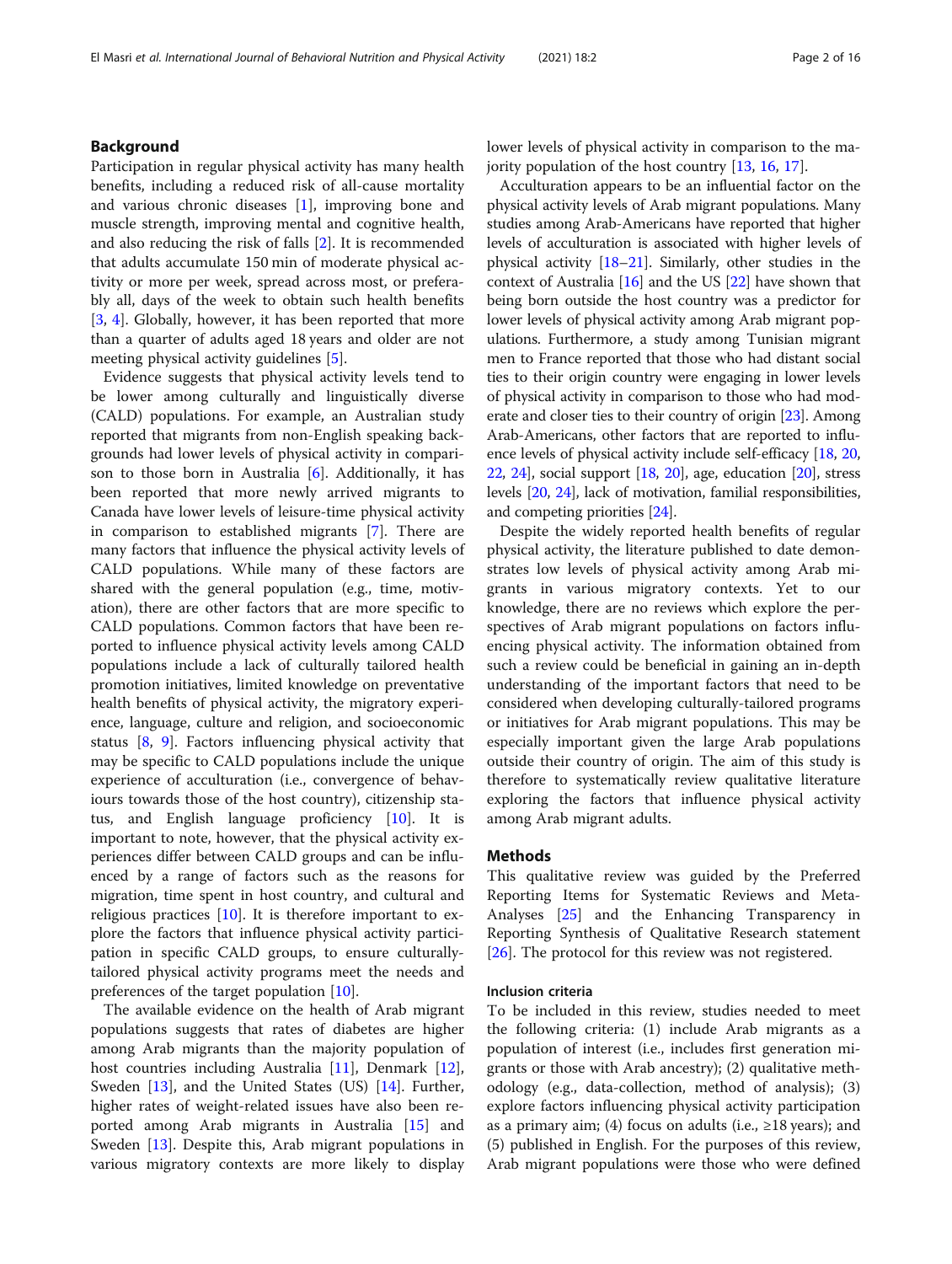## Background

Participation in regular physical activity has many health benefits, including a reduced risk of all-cause mortality and various chronic diseases [1], improving bone and muscle strength, improving mental and cognitive health, and also reducing the risk of falls [2]. It is recommended that adults accumulate 150 min of moderate physical activity or more per week, spread across most, or preferably all, days of the week to obtain such health benefits [3, 4]. Globally, however, it has been reported that more than a quarter of adults aged 18 years and older are not meeting physical activity guidelines [5].

Evidence suggests that physical activity levels tend to be lower among culturally and linguistically diverse (CALD) populations. For example, an Australian study reported that migrants from non-English speaking backgrounds had lower levels of physical activity in comparison to those born in Australia [6]. Additionally, it has been reported that more newly arrived migrants to Canada have lower levels of leisure-time physical activity in comparison to established migrants [7]. There are many factors that influence the physical activity levels of CALD populations. While many of these factors are shared with the general population (e.g., time, motivation), there are other factors that are more specific to CALD populations. Common factors that have been reported to influence physical activity levels among CALD populations include a lack of culturally tailored health promotion initiatives, limited knowledge on preventative health benefits of physical activity, the migratory experience, language, culture and religion, and socioeconomic status [8, 9]. Factors influencing physical activity that may be specific to CALD populations include the unique experience of acculturation (i.e., convergence of behaviours towards those of the host country), citizenship status, and English language proficiency [10]. It is important to note, however, that the physical activity experiences differ between CALD groups and can be influenced by a range of factors such as the reasons for migration, time spent in host country, and cultural and religious practices [10]. It is therefore important to explore the factors that influence physical activity participation in specific CALD groups, to ensure culturally-tailored physical activity programs meet the needs and preferences of the target population [10].

The available evidence on the health of Arab migrant populations suggests that rates of diabetes are higher among Arab migrants than the majority population of host countries including Australia [11], Denmark [12], Sweden [13], and the United States (US) [14]. Further, higher rates of weight-related issues have also been reported among Arab migrants in Australia [15] and Sweden [13]. Despite this, Arab migrant populations in various migratory contexts are more likely to display lower levels of physical activity in comparison to the majority population of the host country [13, 16, 17].

Acculturation appears to be an influential factor on the physical activity levels of Arab migrant populations. Many studies among Arab-Americans have reported that higher levels of acculturation is associated with higher levels of physical activity [18–21]. Similarly, other studies in the context of Australia [16] and the US [22] have shown that being born outside the host country was a predictor for lower levels of physical activity among Arab migrant populations. Furthermore, a study among Tunisian migrant men to France reported that those who had distant social ties to their origin country were engaging in lower levels of physical activity in comparison to those who had moderate and closer ties to their country of origin [23]. Among Arab-Americans, other factors that are reported to influence levels of physical activity include self-efficacy [18, 20, 22, 24], social support [18, 20], age, education [20], stress levels [20, 24], lack of motivation, familial responsibilities, and competing priorities [24].

Despite the widely reported health benefits of regular physical activity, the literature published to date demonstrates low levels of physical activity among Arab migrants in various migratory contexts. Yet to our knowledge, there are no reviews which explore the perspectives of Arab migrant populations on factors influencing physical activity. The information obtained from such a review could be beneficial in gaining an in-depth understanding of the important factors that need to be considered when developing culturally-tailored programs or initiatives for Arab migrant populations. This may be especially important given the large Arab populations outside their country of origin. The aim of this study is therefore to systematically review qualitative literature exploring the factors that influence physical activity among Arab migrant adults.

## Methods

This qualitative review was guided by the Preferred Reporting Items for Systematic Reviews and Meta-Analyses [25] and the Enhancing Transparency in Reporting Synthesis of Qualitative Research statement [26]. The protocol for this review was not registered.

### Inclusion criteria

To be included in this review, studies needed to meet the following criteria: (1) include Arab migrants as a population of interest (i.e., includes first generation migrants or those with Arab ancestry); (2) qualitative methodology (e.g., data-collection, method of analysis); (3) explore factors influencing physical activity participation as a primary aim; (4) focus on adults (i.e., ≥18 years); and (5) published in English. For the purposes of this review, Arab migrant populations were those who were defined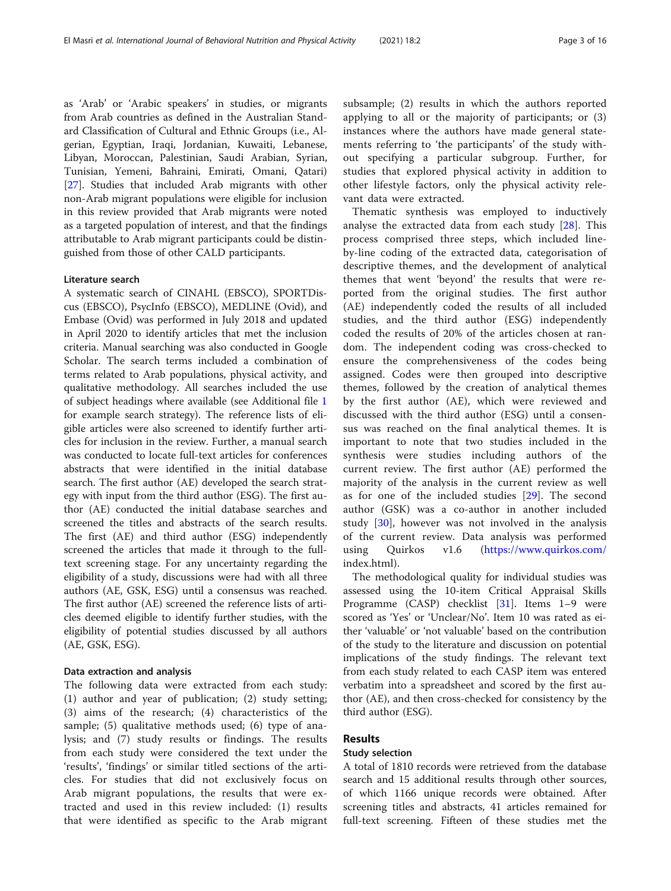as 'Arab' or 'Arabic speakers' in studies, or migrants from Arab countries as defined in the Australian Standard Classification of Cultural and Ethnic Groups (i.e., Algerian, Egyptian, Iraqi, Jordanian, Kuwaiti, Lebanese, Libyan, Moroccan, Palestinian, Saudi Arabian, Syrian, Tunisian, Yemeni, Bahraini, Emirati, Omani, Qatari) [27]. Studies that included Arab migrants with other non-Arab migrant populations were eligible for inclusion in this review provided that Arab migrants were noted as a targeted population of interest, and that the findings attributable to Arab migrant participants could be distinguished from those of other CALD participants.

### Literature search

A systematic search of CINAHL (EBSCO), SPORTDiscus (EBSCO), PsycInfo (EBSCO), MEDLINE (Ovid), and Embase (Ovid) was performed in July 2018 and updated in April 2020 to identify articles that met the inclusion criteria. Manual searching was also conducted in Google Scholar. The search terms included a combination of terms related to Arab populations, physical activity, and qualitative methodology. All searches included the use of subject headings where available (see Additional file 1 for example search strategy). The reference lists of eligible articles were also screened to identify further articles for inclusion in the review. Further, a manual search was conducted to locate full-text articles for conferences abstracts that were identified in the initial database search. The first author (AE) developed the search strategy with input from the third author (ESG). The first author (AE) conducted the initial database searches and screened the titles and abstracts of the search results. The first (AE) and third author (ESG) independently screened the articles that made it through to the full-text screening stage. For any uncertainty regarding the eligibility of a study, discussions were had with all three authors (AE, GSK, ESG) until a consensus was reached. The first author (AE) screened the reference lists of articles deemed eligible to identify further studies, with the eligibility of potential studies discussed by all authors (AE, GSK, ESG).

### Data extraction and analysis

The following data were extracted from each study: (1) author and year of publication; (2) study setting; (3) aims of the research; (4) characteristics of the sample; (5) qualitative methods used; (6) type of analysis; and (7) study results or findings. The results from each study were considered the text under the 'results', 'findings' or similar titled sections of the articles. For studies that did not exclusively focus on Arab migrant populations, the results that were extracted and used in this review included: (1) results that were identified as specific to the Arab migrant subsample; (2) results in which the authors reported applying to all or the majority of participants; or (3) instances where the authors have made general statements referring to 'the participants' of the study without specifying a particular subgroup. Further, for studies that explored physical activity in addition to other lifestyle factors, only the physical activity relevant data were extracted.

Thematic synthesis was employed to inductively analyse the extracted data from each study [28]. This process comprised three steps, which included line-by-line coding of the extracted data, categorisation of descriptive themes, and the development of analytical themes that went 'beyond' the results that were reported from the original studies. The first author (AE) independently coded the results of all included studies, and the third author (ESG) independently coded the results of 20% of the articles chosen at random. The independent coding was cross-checked to ensure the comprehensiveness of the codes being assigned. Codes were then grouped into descriptive themes, followed by the creation of analytical themes by the first author (AE), which were reviewed and discussed with the third author (ESG) until a consensus was reached on the final analytical themes. It is important to note that two studies included in the synthesis were studies including authors of the current review. The first author (AE) performed the majority of the analysis in the current review as well as for one of the included studies [29]. The second author (GSK) was a co-author in another included study [30], however was not involved in the analysis of the current review. Data analysis was performed using Quirkos v1.6 (https://www.quirkos.com/index.html).

The methodological quality for individual studies was assessed using the 10-item Critical Appraisal Skills Programme (CASP) checklist [31]. Items 1–9 were scored as 'Yes' or 'Unclear/No'. Item 10 was rated as either 'valuable' or 'not valuable' based on the contribution of the study to the literature and discussion on potential implications of the study findings. The relevant text from each study related to each CASP item was entered verbatim into a spreadsheet and scored by the first author (AE), and then cross-checked for consistency by the third author (ESG).

## Results

### Study selection

A total of 1810 records were retrieved from the database search and 15 additional results through other sources, of which 1166 unique records were obtained. After screening titles and abstracts, 41 articles remained for full-text screening. Fifteen of these studies met the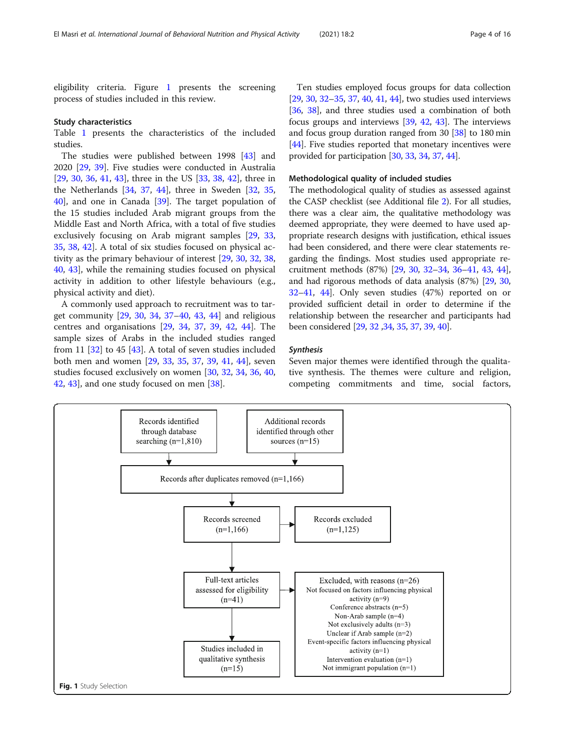eligibility criteria. Figure 1 presents the screening process of studies included in this review.

### Study characteristics

Table 1 presents the characteristics of the included studies.

The studies were published between 1998 [43] and 2020 [29, 39]. Five studies were conducted in Australia [29, 30, 36, 41, 43], three in the US [33, 38, 42], three in the Netherlands [34, 37, 44], three in Sweden [32, 35, 40], and one in Canada [39]. The target population of the 15 studies included Arab migrant groups from the Middle East and North Africa, with a total of five studies exclusively focusing on Arab migrant samples [29, 33, 35, 38, 42]. A total of six studies focused on physical activity as the primary behaviour of interest [29, 30, 32, 38, 40, 43], while the remaining studies focused on physical activity in addition to other lifestyle behaviours (e.g., physical activity and diet).

A commonly used approach to recruitment was to target community [29, 30, 34, 37–40, 43, 44] and religious centres and organisations [29, 34, 37, 39, 42, 44]. The sample sizes of Arabs in the included studies ranged from 11 [32] to 45 [43]. A total of seven studies included both men and women [29, 33, 35, 37, 39, 41, 44], seven studies focused exclusively on women [30, 32, 34, 36, 40, 42, 43], and one study focused on men [38].

Ten studies employed focus groups for data collection [29, 30, 32–35, 37, 40, 41, 44], two studies used interviews [36, 38], and three studies used a combination of both focus groups and interviews [39, 42, 43]. The interviews and focus group duration ranged from 30 [38] to 180 min [44]. Five studies reported that monetary incentives were provided for participation [30, 33, 34, 37, 44].

### Methodological quality of included studies

The methodological quality of studies as assessed against the CASP checklist (see Additional file 2). For all studies, there was a clear aim, the qualitative methodology was deemed appropriate, they were deemed to have used appropriate research designs with justification, ethical issues had been considered, and there were clear statements regarding the findings. Most studies used appropriate recruitment methods (87%) [29, 30, 32–34, 36–41, 43, 44], and had rigorous methods of data analysis (87%) [29, 30, 32–41, 44]. Only seven studies (47%) reported on or provided sufficient detail in order to determine if the relationship between the researcher and participants had been considered [29, 32 ,34, 35, 37, 39, 40].

### *Synthesis*

Seven major themes were identified through the qualitative synthesis. The themes were culture and religion, competing commitments and time, social factors,

Records identified through database searching (n=1,810)

Additional records identified through other sources (n=15)

Records after duplicates removed (n=1,166)

Records screened (n=1,166)

Records excluded (n=1,125)

Full-text articles assessed for eligibility (n=41)

Excluded, with reasons (n=26)
Not focused on factors influencing physical activity (n=9)
Conference abstracts (n=5)
Non-Arab sample (n=4)
Not exclusively adults (n=3)
Unclear if Arab sample (n=2)
Event-specific factors influencing physical activity (n=1)
Intervention evaluation (n=1)
Not immigrant population (n=1)

Studies included in qualitative synthesis (n=15)

**Fig. 1** Study Selection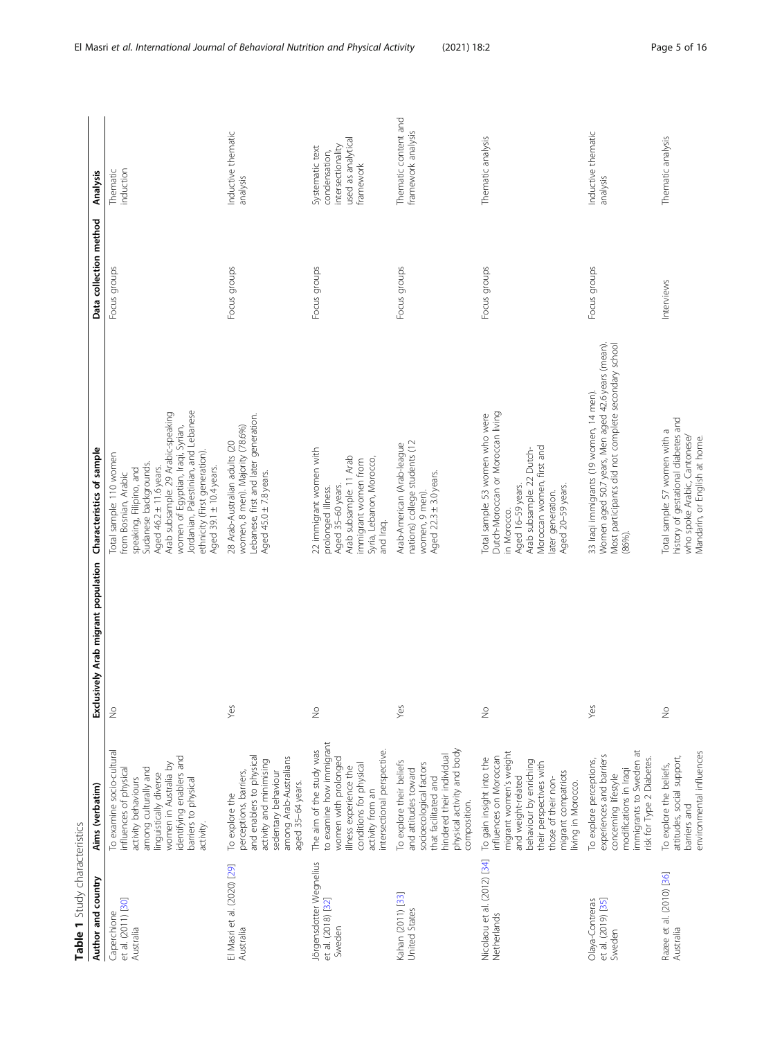**Table 1** Study characteristics

| Author and country | Aims (verbatim) | Exclusively Arab migrant population | Characteristics of sample | Data collection method | Analysis |
|---|---|---|---|---|---|
| Caperchione et al. (2011) [30] Australia | To examine socio-cultural influences of physical activity behaviours among culturally and linguistically diverse women in Australia by identifying enablers and barriers to physical activity. | No | Total sample: 110 women from Bosnian, Arabic speaking, Filipino, and Sudanese backgrounds. Aged 46.2 ± 11.6 years. Arab subsample: 29 Arabic-speaking women of Egyptian, Iraqi, Syrian, Jordanian, Palestinian, and Lebanese ethnicity (First generation). Aged 39.1 ± 10.4 years. | Focus groups | Thematic induction |
| El Masri et al. (2020) [29] Australia | To explore the perceptions, barriers, and enablers to physical activity and minimising sedentary behaviour among Arab-Australians aged 35–64 years. | Yes | 28 Arab-Australian adults (20 women, 8 men). Majority (78.6%) Lebanese, first and later generation. Aged 45.0 ± 7.8 years. | Focus groups | Inductive thematic analysis |
| Jörgensdotter Wegnelius et al. (2018) [32] Sweden | The aim of the study was to examine how immigrant women with prolonged illness experience the conditions for physical activity from an intersectional perspective. | No | 22 immigrant women with prolonged illness. Aged 35–60 years. Arab subsample: 11 Arab immigrant women from Syria, Lebanon, Morocco, and Iraq. | Focus groups | Systematic text condensation, intersectionality used as analytical framework |
| Kahan (2011) [33] United States | To explore their beliefs and attitudes toward socioecological factors that facilitated and hindered their individual physical activity and body composition. | Yes | Arab-American (Arab-league nations) college students (12 women, 9 men). Aged 22.3 ± 3.0 years. | Focus groups | Thematic content and framework analysis |
| Nicolaou et al. (2012) [34] Netherlands | To gain insight into the influences on Moroccan migrant women's weight and weight-related behaviour by enriching their perspectives with those of their non-migrant compatriots living in Morocco. | No | Total sample: 53 women who were Dutch-Moroccan or Moroccan living in Morocco. Aged 16–59 years. Arab subsample: 22 Dutch-Moroccan women, first and later generation. Aged 20–59 years. | Focus groups | Thematic analysis |
| Olaya-Contreras et al. (2019) [35] Sweden | To explore perceptions, experiences and barriers concerning lifestyle modifications in Iraqi immigrants to Sweden at risk for Type 2 Diabetes. | Yes | 33 Iraqi immigrants (19 women, 14 men). Women aged 50.7 years, Men aged 42.6 years (mean). Most participants did not complete secondary school (86%). | Focus groups | Inductive thematic analysis |
| Razee et al. (2010) [36] Australia | To explore the beliefs, attitudes, social support, barriers and environmental influences | No | Total sample: 57 women with a history of gestational diabetes and who spoke Arabic, Cantonese/ Mandarin, or English at home. | Interviews | Thematic analysis |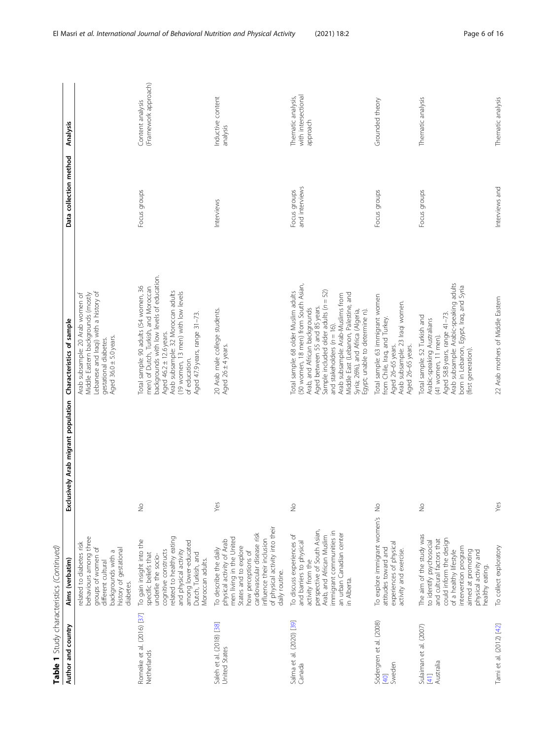**Table 1** Study characteristics (*Continued*)

| Author and country | Aims (verbatim) | Exclusively Arab migrant population | Characteristics of sample | Data collection method | Analysis |
|---|---|---|---|---|---|
| | related to diabetes risk behaviours among three groups of women of different cultural backgrounds with a history of gestational diabetes. | | Arab subsample: 20 Arab women of Middle Eastern backgrounds (mostly Lebanese and Iraqi) with a history of gestational diabetes. Aged 36.0 ± 5.0 years. | | |
| Romeike et al. (2016) [37] Netherlands | To gain insight into the specific beliefs that underlie the socio-cognitive constructs related to healthy eating and physical activity among lower-educated Dutch, Turkish, and Moroccan adults. | No | Total sample: 90 adults (54 women, 36 men) of Dutch, Turkish, and Moroccan backgrounds with low levels of education. Aged 46.2 ± 12.6 years. Arab subsample: 32 Moroccan adults (19 women, 13 men) with low levels of education. Aged 47.9 years, range 31–73. | Focus groups | Content analysis (Framework approach) |
| Saleh et al. (2018) [38] United States | To describe the daily physical activity of Arab men living in the United States and to explore how perceptions of cardiovascular disease risk influence their inclusion of physical activity into their daily routine. | Yes | 20 Arab male college students. Aged 26 ± 4 years. | Interviews | Inductive content analysis |
| Salma et al. (2020) [39] Canada | To discuss experiences of and barriers to physical activity from the perspective of South Asian, Arab, and African Muslim immigrant communities in an urban Canadian center in Alberta. | No | Total sample: 68 older Muslim adults (50 women, 18 men) from South Asian, Arab, and African backgrounds Aged between 55 and 85 years. Sample included older adults (n = 52) and stakeholders (n = 16). Arab subsample: Arab-Muslims from Middle East (Lebanon, Palestine, and Syria; 26%), and Africa (Algeria, Egypt; unable to determine n). | Focus groups and interviews | Thematic analysis, with intersectional approach |
| Södergren et al. (2008) [40] Sweden | To explore immigrant women's attitudes toward and experiences of physical activity and exercise. | No | Total sample: 63 immigrant women from Chile, Iraq, and Turkey. Aged 26–65 years. Arab subsample: 23 Iraqi women. Aged 26–65 years. | Focus groups | Grounded theory |
| Sulaiman et al. (2007) [41] Australia | The aim of the study was to identify psychosocial and cultural factors that could inform the design of a healthy lifestyle intervention program aimed at promoting physical activity and healthy eating. | No | Total sample: 52 Turkish and Arabic-speaking Australians (41 women, 11 men). Aged 58.8 years, range 41–73. Arab subsample: Arabic-speaking adults born in Lebanon, Egypt, Iraq, and Syria (first generation). | Focus groups | Thematic analysis |
| Tami et al. (2012) [42] | To collect exploratory | Yes | 22 Arab mothers of Middle Eastern | Interviews and | Thematic analysis |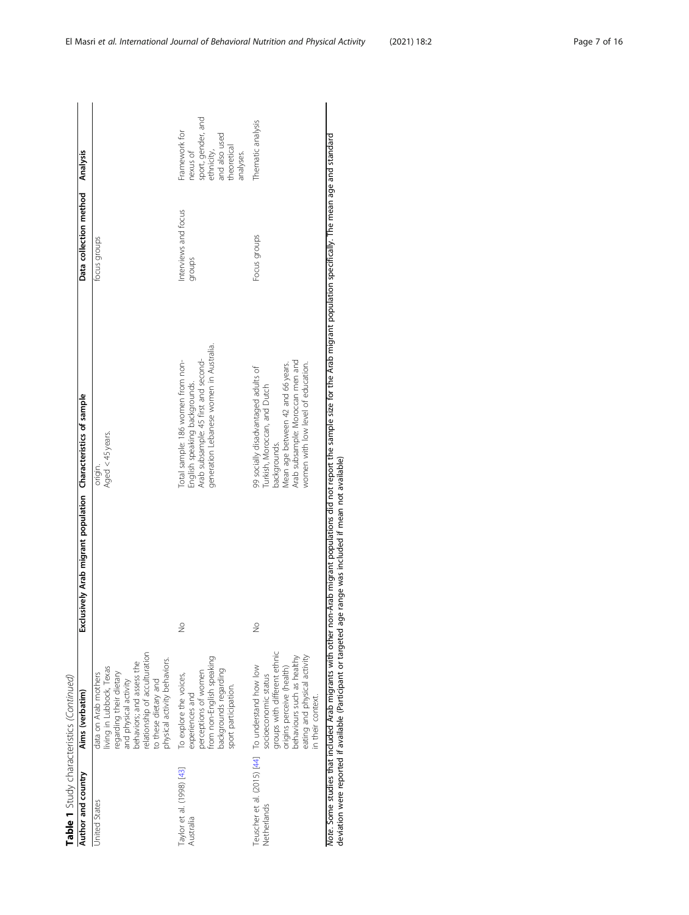**Table 1** Study characteristics (*Continued*)

| Author and country | Aims (verbatim) | Exclusively Arab migrant population | Characteristics of sample | Data collection method | Analysis |
|---|---|---|---|---|---|
| United States | data on Arab mothers living in Lubbock, Texas regarding their dietary and physical activity behaviors; and assess the relationship of acculturation to these dietary and physical activity behaviors. | | origin.<br>Aged < 45 years. | focus groups | |
| Taylor et al. (1998) [43]<br>Australia | To explore the voices, experiences and perceptions of women from non-English speaking backgrounds regarding sport participation. | No | Total sample: 186 women from non-English speaking backgrounds.<br>Arab subsample: 45 first and second-generation Lebanese women in Australia. | Interviews and focus groups | Framework for nexus of sport, gender, and ethnicity, and also used theoretical analyses. |
| Teuscher et al. (2015) [44]<br>Netherlands | To understand how low socioeconomic status groups with different ethnic origins perceive (health) behaviours such as healthy eating and physical activity in their context. | No | 99 socially disadvantaged adults of Turkish, Moroccan, and Dutch backgrounds.<br>Mean age between 42 and 66 years.<br>Arab subsample: Moroccan men and women with low level of education. | Focus groups | Thematic analysis |

*Note*. Some studies that included Arab migrants with other non-Arab migrant populations did not report the sample size for the Arab migrant population specifically. The mean age and standard deviation were reported if available (Participant or targeted age range was included if mean not available)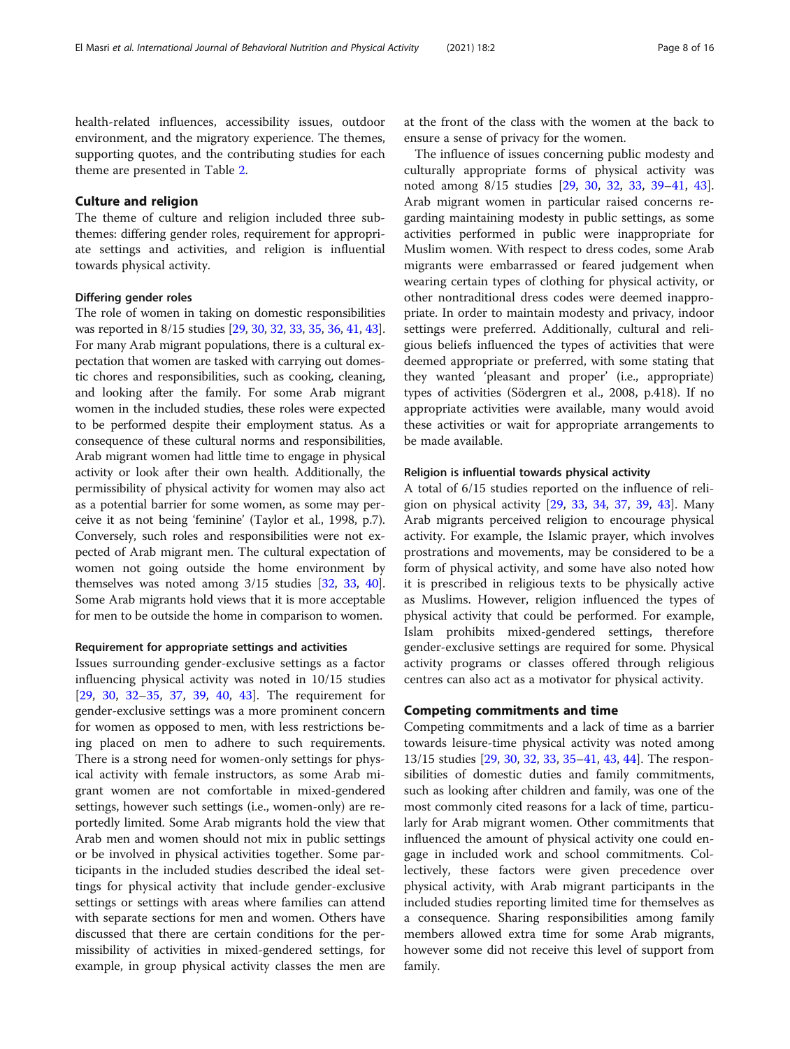health-related influences, accessibility issues, outdoor environment, and the migratory experience. The themes, supporting quotes, and the contributing studies for each theme are presented in Table 2.

## Culture and religion

The theme of culture and religion included three subthemes: differing gender roles, requirement for appropriate settings and activities, and religion is influential towards physical activity.

### Differing gender roles

The role of women in taking on domestic responsibilities was reported in 8/15 studies [29, 30, 32, 33, 35, 36, 41, 43]. For many Arab migrant populations, there is a cultural expectation that women are tasked with carrying out domestic chores and responsibilities, such as cooking, cleaning, and looking after the family. For some Arab migrant women in the included studies, these roles were expected to be performed despite their employment status. As a consequence of these cultural norms and responsibilities, Arab migrant women had little time to engage in physical activity or look after their own health. Additionally, the permissibility of physical activity for women may also act as a potential barrier for some women, as some may perceive it as not being 'feminine' (Taylor et al., 1998, p.7). Conversely, such roles and responsibilities were not expected of Arab migrant men. The cultural expectation of women not going outside the home environment by themselves was noted among 3/15 studies [32, 33, 40]. Some Arab migrants hold views that it is more acceptable for men to be outside the home in comparison to women.

### Requirement for appropriate settings and activities

Issues surrounding gender-exclusive settings as a factor influencing physical activity was noted in 10/15 studies [29, 30, 32–35, 37, 39, 40, 43]. The requirement for gender-exclusive settings was a more prominent concern for women as opposed to men, with less restrictions being placed on men to adhere to such requirements. There is a strong need for women-only settings for physical activity with female instructors, as some Arab migrant women are not comfortable in mixed-gendered settings, however such settings (i.e., women-only) are reportedly limited. Some Arab migrants hold the view that Arab men and women should not mix in public settings or be involved in physical activities together. Some participants in the included studies described the ideal settings for physical activity that include gender-exclusive settings or settings with areas where families can attend with separate sections for men and women. Others have discussed that there are certain conditions for the permissibility of activities in mixed-gendered settings, for example, in group physical activity classes the men are at the front of the class with the women at the back to ensure a sense of privacy for the women.

The influence of issues concerning public modesty and culturally appropriate forms of physical activity was noted among 8/15 studies [29, 30, 32, 33, 39–41, 43]. Arab migrant women in particular raised concerns regarding maintaining modesty in public settings, as some activities performed in public were inappropriate for Muslim women. With respect to dress codes, some Arab migrants were embarrassed or feared judgement when wearing certain types of clothing for physical activity, or other nontraditional dress codes were deemed inappropriate. In order to maintain modesty and privacy, indoor settings were preferred. Additionally, cultural and religious beliefs influenced the types of activities that were deemed appropriate or preferred, with some stating that they wanted 'pleasant and proper' (i.e., appropriate) types of activities (Södergren et al., 2008, p.418). If no appropriate activities were available, many would avoid these activities or wait for appropriate arrangements to be made available.

### Religion is influential towards physical activity

A total of 6/15 studies reported on the influence of religion on physical activity [29, 33, 34, 37, 39, 43]. Many Arab migrants perceived religion to encourage physical activity. For example, the Islamic prayer, which involves prostrations and movements, may be considered to be a form of physical activity, and some have also noted how it is prescribed in religious texts to be physically active as Muslims. However, religion influenced the types of physical activity that could be performed. For example, Islam prohibits mixed-gendered settings, therefore gender-exclusive settings are required for some. Physical activity programs or classes offered through religious centres can also act as a motivator for physical activity.

## Competing commitments and time

Competing commitments and a lack of time as a barrier towards leisure-time physical activity was noted among 13/15 studies [29, 30, 32, 33, 35–41, 43, 44]. The responsibilities of domestic duties and family commitments, such as looking after children and family, was one of the most commonly cited reasons for a lack of time, particularly for Arab migrant women. Other commitments that influenced the amount of physical activity one could engage in included work and school commitments. Collectively, these factors were given precedence over physical activity, with Arab migrant participants in the included studies reporting limited time for themselves as a consequence. Sharing responsibilities among family members allowed extra time for some Arab migrants, however some did not receive this level of support from family.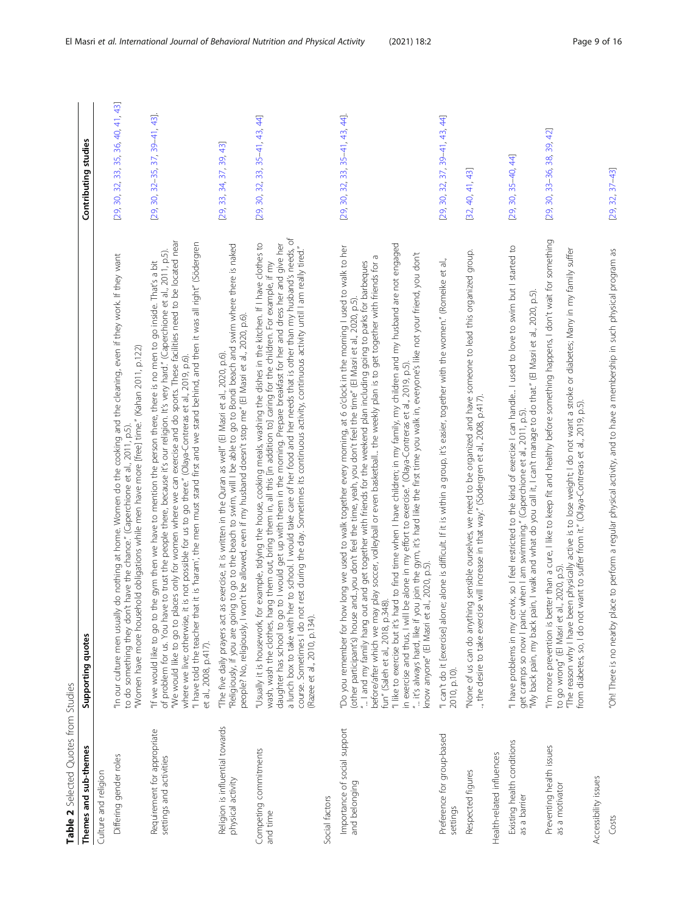**Table 2** Selected Quotes from Studies

| Themes and sub-themes | Supporting quotes | Contributing studies |
| --- | --- | --- |
| Culture and religion | | |
| Differing gender roles | "In our culture men usually do nothing at home. Women do the cooking and the cleaning, even if they work. If they want to do something they don't have the chance." (Caperchione et al., 2011, p.5).<br>"Women have more household obligations while men have more [free] time." (Kahan 2011, p.122) | [29, 30, 32, 33, 35, 36, 40, 41, 43] |
| Requirement for appropriate settings and activities | "If we would like to go to the gym then we have to mention the person there, there is no men to go inside. That's a bit of problem for us. You have to trust the people there, because it's our religion. It's very hard." (Caperchione et al., 2011, p.5).<br>"We would like to go to places only for women where we can exercise and do sports. These facilities need to be located near where we live; otherwise, it is not possible for us to go there." (Olaya-Contreras et al., 2019, p.6).<br>"I have told the teacher that it is 'haram', the men must stand first and we stand behind, and then it was all right" (Södergren et al., 2008, p.417). | [29, 30, 32–35, 37, 39–41, 43]. |
| Religion is influential towards physical activity | "The five daily prayers act as exercise, it is written in the Quran as well" (El Masri et al., 2020, p.6).<br>"Religiously, if you are going to go to the beach to swim, will I be able to go to Bondi beach and swim where there is naked people? No, religiously, I won't be allowed, even if my husband doesn't stop me" (El Masri et al., 2020, p.6). | [29, 33, 34, 37, 39, 43] |
| Competing commitments and time | "Usually it is housework, for example, tidying the house, cooking meals, washing the dishes in the kitchen. If I have clothes to wash, wash the clothes, hang them out, bring them in, all this [in addition to] caring for the children. For example, if my daughter has school to go to I would get up with them in the morning. Prepare breakfast for her and dress her and give her a lunch box to take with her to school. I would take care of her food and her needs that is other than my husband's needs, of course. Sometimes I do not rest during the day. Sometimes its continuous activity, continuous activity until I am really tired." (Razee et al., 2010, p.134). | [29, 30, 32, 33, 35–41, 43, 44] |
| Social factors | | |
| Importance of social support and belonging | "Do you remember for how long we used to walk together every morning, at 6 o'clock in the morning I used to walk to her (other participant's) house and...you don't feel the time, yeah, you don't feel the time" (El Masri et al., 2020, p.5).<br>"... I and my family hang out and get together with friends for the weekend plan including going to parks for barbeques before/after which we may play soccer, volleyball or even basketball... the weekly plan is to get together with friends for a fun" (Saleh et al, 2018, p.348).<br>"I like to exercise but it's hard to find time when I have children; in my family, my children and my husband are not engaged in exercise and thus, I will be alone in my effort to exercise." (Olaya-Contreras et al., 2019, p.5).<br>"... it's always hard, like if you join the gym, it's hard like the first time you walk in, everyone's like not your friend, you don't know anyone" (El Masri et al., 2020, p.5). | [29, 30, 32, 33, 35–41, 43, 44]. |
| Preference for group-based settings | "I can't do it [exercise] alone; alone is difficult. If it is within a group, it's easier, together with the women." (Romeike et al., 2010, p.10). | [29, 30, 32, 37, 39–41, 43, 44] |
| Respected figures | "None of us can do anything sensible ourselves, we need to be organized and have someone to lead this organized group. .. the desire to take exercise will increase in that way." (Södergren et al., 2008, p.417). | [32, 40, 41, 43] |
| Health-related influences | | |
| Existing health conditions as a barrier | "I have problems in my cervix, so I feel restricted to the kind of exercise I can handle.. I used to love to swim but I started to get cramps so now I panic when I am swimming." (Caperchione et al., 2011, p.5).<br>"My back pain, my back pain, I walk and what do you call it, I can't manage to do that." (El Masri et al., 2020, p.5). | [29, 30, 35–40, 44] |
| Preventing health issues as a motivator | "I'm more prevention is better than a cure, I like to keep fit and healthy before something happens, I don't wait for something to go wrong" (El Masri et al., 2020, p.5).<br>"The reason why I have been physically active is to lose weight; I do not want a stroke or diabetes; Many in my family suffer from diabetes, so, I do not want to suffer from it." (Olaya-Contreras et al., 2019, p.5). | [29, 30, 33–36, 38, 39, 42] |
| Accessibility issues | | |
| Costs | "Oh! There is no nearby place to perform a regular physical activity, and to have a membership in such physical program as | [29, 32, 37–43] |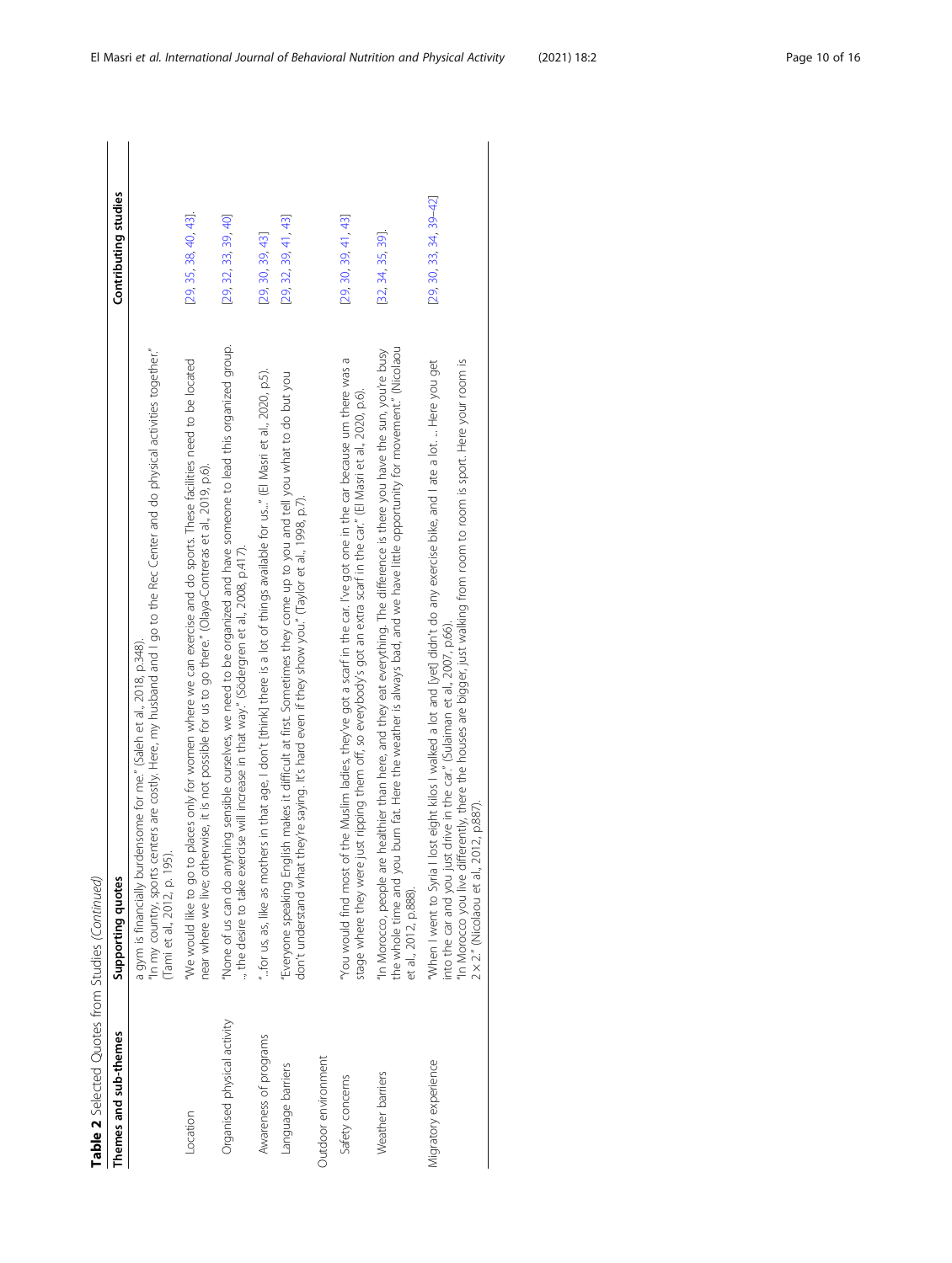**Table 2** Selected Quotes from Studies *(Continued)*

| Themes and sub-themes | Supporting quotes | Contributing studies |
| --- | --- | --- |
| | a gym is financially burdensome for me." (Saleh et al., 2018, p.348).<br>"In my country, sports centers are costly. Here, my husband and I go to the Rec Center and do physical activities together." (Tami et al., 2012, p. 195). | |
| Location | "We would like to go to places only for women where we can exercise and do sports. These facilities need to be located near where we live; otherwise, it is not possible for us to go there." (Olaya-Contreras et al., 2019, p.6). | [29, 35, 38, 40, 43]. |
| Organised physical activity | "None of us can do anything sensible ourselves, we need to be organized and have someone to lead this organized group. .. the desire to take exercise will increase in that way." (Södergren et al., 2008, p.417). | [29, 32, 33, 39, 40] |
| Awareness of programs | "...for us, as, like as mothers in that age, I don't [think] there is a lot of things available for us..." (El Masri et al., 2020, p.5). | [29, 30, 39, 43] |
| Language barriers | "Everyone speaking English makes it difficult at first. Sometimes they come up to you and tell you what to do but you don't understand what they're saying. It's hard even if they show you." (Taylor et al., 1998, p.7). | [29, 32, 39, 41, 43] |
| Outdoor environment | | |
| Safety concerns | "You would find most of the Muslim ladies, they've got a scarf in the car. I've got one in the car because um there was a stage where they were just ripping them off, so everybody's got an extra scarf in the car." (El Masri et al., 2020, p.6). | [29, 30, 39, 41, 43] |
| Weather barriers | "In Morocco, people are healthier than here, and they eat everything. The difference is there you have the sun, you're busy the whole time and you burn fat. Here the weather is always bad, and we have little opportunity for movement." (Nicolaou et al., 2012, p.888). | [32, 34, 35, 39]. |
| Migratory experience | "When I went to Syria I lost eight kilos I walked a lot and [yet] didn't do any exercise bike, and I ate a lot… .. Here you get into the car and you just drive in the car." (Sulaiman et al., 2007, p.66).<br>"In Morocco you live differently, there the houses are bigger, just walking from room to room is sport. Here your room is 2 × 2." (Nicolaou et al., 2012, p.887). | [29, 30, 33, 34, 39–42] |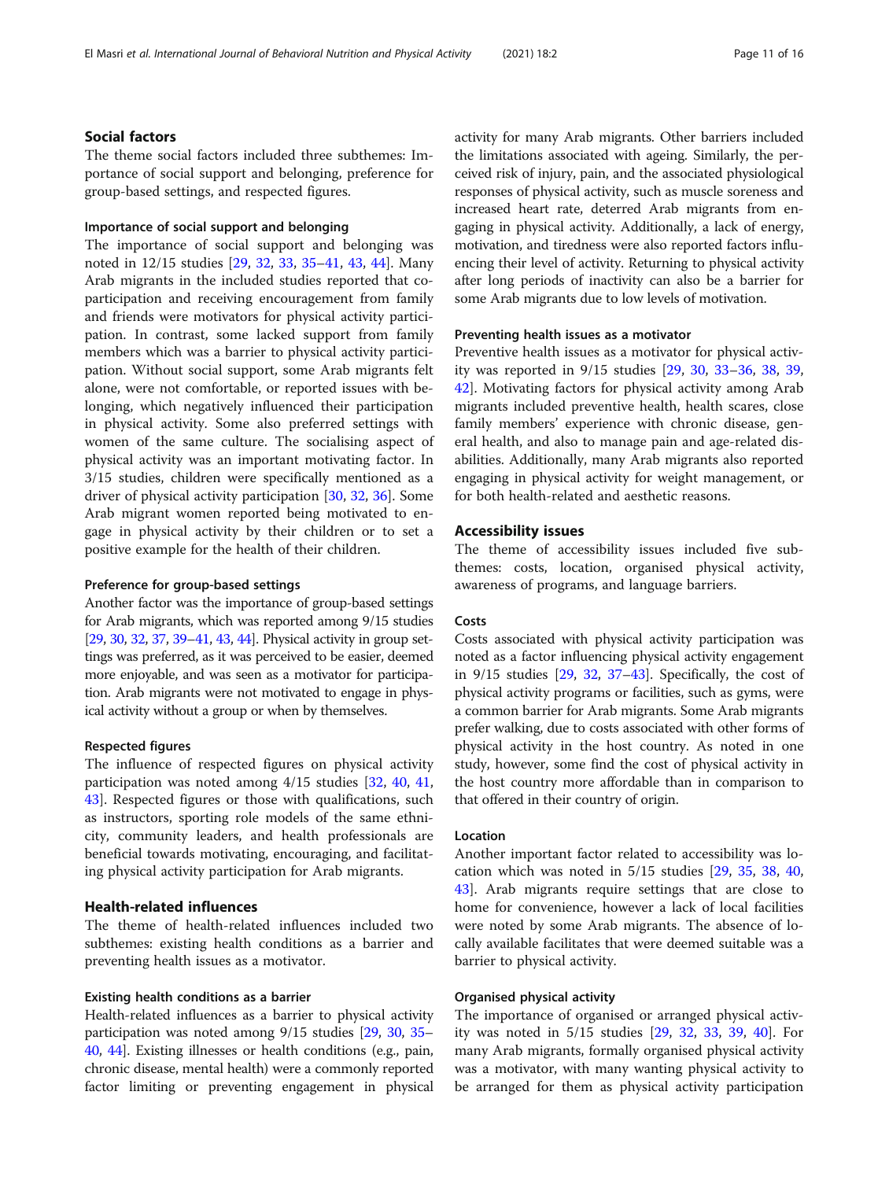## Social factors

The theme social factors included three subthemes: Importance of social support and belonging, preference for group-based settings, and respected figures.

### Importance of social support and belonging

The importance of social support and belonging was noted in 12/15 studies [29, 32, 33, 35–41, 43, 44]. Many Arab migrants in the included studies reported that co-participation and receiving encouragement from family and friends were motivators for physical activity participation. In contrast, some lacked support from family members which was a barrier to physical activity participation. Without social support, some Arab migrants felt alone, were not comfortable, or reported issues with belonging, which negatively influenced their participation in physical activity. Some also preferred settings with women of the same culture. The socialising aspect of physical activity was an important motivating factor. In 3/15 studies, children were specifically mentioned as a driver of physical activity participation [30, 32, 36]. Some Arab migrant women reported being motivated to engage in physical activity by their children or to set a positive example for the health of their children.

### Preference for group-based settings

Another factor was the importance of group-based settings for Arab migrants, which was reported among 9/15 studies [29, 30, 32, 37, 39–41, 43, 44]. Physical activity in group settings was preferred, as it was perceived to be easier, deemed more enjoyable, and was seen as a motivator for participation. Arab migrants were not motivated to engage in physical activity without a group or when by themselves.

### Respected figures

The influence of respected figures on physical activity participation was noted among 4/15 studies [32, 40, 41, 43]. Respected figures or those with qualifications, such as instructors, sporting role models of the same ethnicity, community leaders, and health professionals are beneficial towards motivating, encouraging, and facilitating physical activity participation for Arab migrants.

## Health-related influences

The theme of health-related influences included two subthemes: existing health conditions as a barrier and preventing health issues as a motivator.

### Existing health conditions as a barrier

Health-related influences as a barrier to physical activity participation was noted among 9/15 studies [29, 30, 35–40, 44]. Existing illnesses or health conditions (e.g., pain, chronic disease, mental health) were a commonly reported factor limiting or preventing engagement in physical activity for many Arab migrants. Other barriers included the limitations associated with ageing. Similarly, the perceived risk of injury, pain, and the associated physiological responses of physical activity, such as muscle soreness and increased heart rate, deterred Arab migrants from engaging in physical activity. Additionally, a lack of energy, motivation, and tiredness were also reported factors influencing their level of activity. Returning to physical activity after long periods of inactivity can also be a barrier for some Arab migrants due to low levels of motivation.

### Preventing health issues as a motivator

Preventive health issues as a motivator for physical activity was reported in 9/15 studies [29, 30, 33–36, 38, 39, 42]. Motivating factors for physical activity among Arab migrants included preventive health, health scares, close family members' experience with chronic disease, general health, and also to manage pain and age-related disabilities. Additionally, many Arab migrants also reported engaging in physical activity for weight management, or for both health-related and aesthetic reasons.

## Accessibility issues

The theme of accessibility issues included five subthemes: costs, location, organised physical activity, awareness of programs, and language barriers.

### Costs

Costs associated with physical activity participation was noted as a factor influencing physical activity engagement in 9/15 studies [29, 32, 37–43]. Specifically, the cost of physical activity programs or facilities, such as gyms, were a common barrier for Arab migrants. Some Arab migrants prefer walking, due to costs associated with other forms of physical activity in the host country. As noted in one study, however, some find the cost of physical activity in the host country more affordable than in comparison to that offered in their country of origin.

### Location

Another important factor related to accessibility was location which was noted in 5/15 studies [29, 35, 38, 40, 43]. Arab migrants require settings that are close to home for convenience, however a lack of local facilities were noted by some Arab migrants. The absence of locally available facilitates that were deemed suitable was a barrier to physical activity.

### Organised physical activity

The importance of organised or arranged physical activity was noted in 5/15 studies [29, 32, 33, 39, 40]. For many Arab migrants, formally organised physical activity was a motivator, with many wanting physical activity to be arranged for them as physical activity participation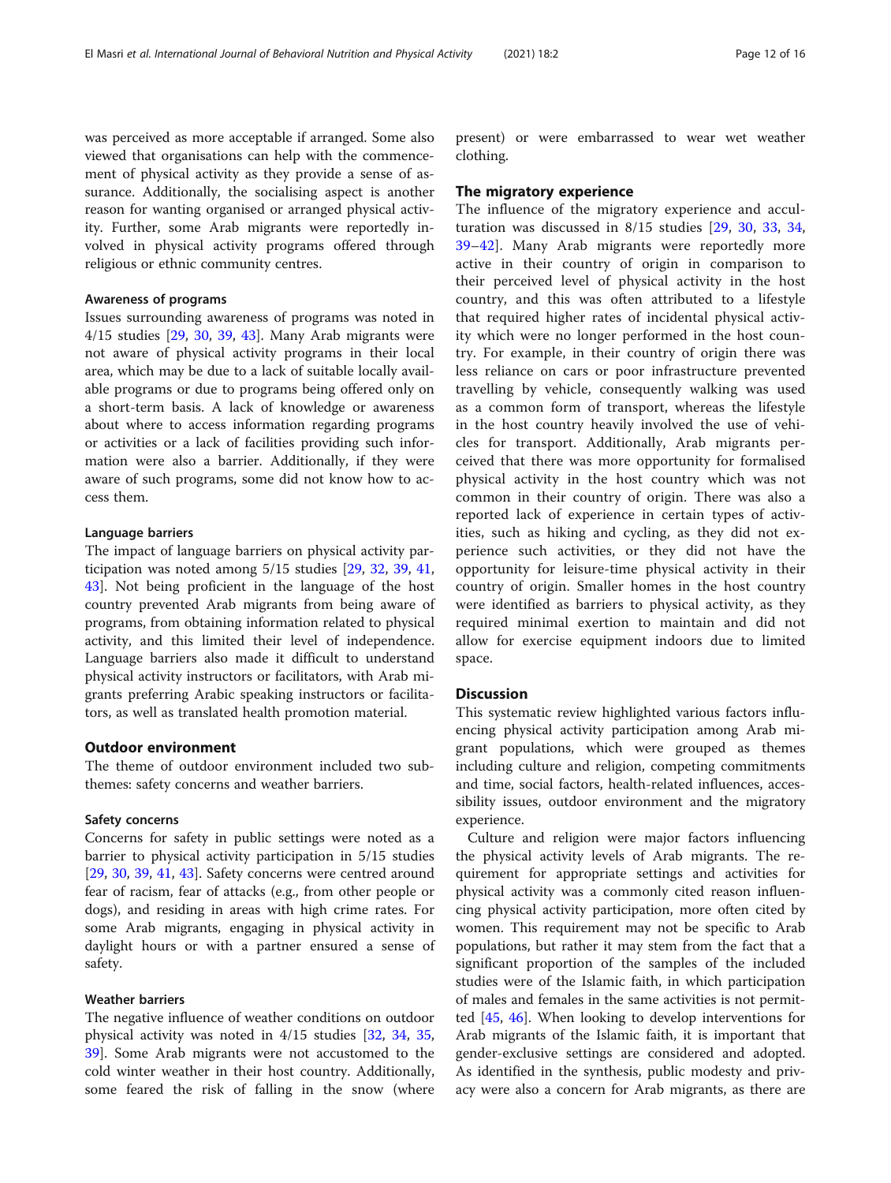was perceived as more acceptable if arranged. Some also viewed that organisations can help with the commencement of physical activity as they provide a sense of assurance. Additionally, the socialising aspect is another reason for wanting organised or arranged physical activity. Further, some Arab migrants were reportedly involved in physical activity programs offered through religious or ethnic community centres.

#### Awareness of programs

Issues surrounding awareness of programs was noted in 4/15 studies [29, 30, 39, 43]. Many Arab migrants were not aware of physical activity programs in their local area, which may be due to a lack of suitable locally available programs or due to programs being offered only on a short-term basis. A lack of knowledge or awareness about where to access information regarding programs or activities or a lack of facilities providing such information were also a barrier. Additionally, if they were aware of such programs, some did not know how to access them.

#### Language barriers

The impact of language barriers on physical activity participation was noted among 5/15 studies [29, 32, 39, 41, 43]. Not being proficient in the language of the host country prevented Arab migrants from being aware of programs, from obtaining information related to physical activity, and this limited their level of independence. Language barriers also made it difficult to understand physical activity instructors or facilitators, with Arab migrants preferring Arabic speaking instructors or facilitators, as well as translated health promotion material.

### Outdoor environment

The theme of outdoor environment included two subthemes: safety concerns and weather barriers.

#### Safety concerns

Concerns for safety in public settings were noted as a barrier to physical activity participation in 5/15 studies [29, 30, 39, 41, 43]. Safety concerns were centred around fear of racism, fear of attacks (e.g., from other people or dogs), and residing in areas with high crime rates. For some Arab migrants, engaging in physical activity in daylight hours or with a partner ensured a sense of safety.

#### Weather barriers

The negative influence of weather conditions on outdoor physical activity was noted in 4/15 studies [32, 34, 35, 39]. Some Arab migrants were not accustomed to the cold winter weather in their host country. Additionally, some feared the risk of falling in the snow (where present) or were embarrassed to wear wet weather clothing.

### The migratory experience

The influence of the migratory experience and acculturation was discussed in 8/15 studies [29, 30, 33, 34, 39–42]. Many Arab migrants were reportedly more active in their country of origin in comparison to their perceived level of physical activity in the host country, and this was often attributed to a lifestyle that required higher rates of incidental physical activity which were no longer performed in the host country. For example, in their country of origin there was less reliance on cars or poor infrastructure prevented travelling by vehicle, consequently walking was used as a common form of transport, whereas the lifestyle in the host country heavily involved the use of vehicles for transport. Additionally, Arab migrants perceived that there was more opportunity for formalised physical activity in the host country which was not common in their country of origin. There was also a reported lack of experience in certain types of activities, such as hiking and cycling, as they did not experience such activities, or they did not have the opportunity for leisure-time physical activity in their country of origin. Smaller homes in the host country were identified as barriers to physical activity, as they required minimal exertion to maintain and did not allow for exercise equipment indoors due to limited space.

## Discussion

This systematic review highlighted various factors influencing physical activity participation among Arab migrant populations, which were grouped as themes including culture and religion, competing commitments and time, social factors, health-related influences, accessibility issues, outdoor environment and the migratory experience.

Culture and religion were major factors influencing the physical activity levels of Arab migrants. The requirement for appropriate settings and activities for physical activity was a commonly cited reason influencing physical activity participation, more often cited by women. This requirement may not be specific to Arab populations, but rather it may stem from the fact that a significant proportion of the samples of the included studies were of the Islamic faith, in which participation of males and females in the same activities is not permitted [45, 46]. When looking to develop interventions for Arab migrants of the Islamic faith, it is important that gender-exclusive settings are considered and adopted. As identified in the synthesis, public modesty and privacy were also a concern for Arab migrants, as there are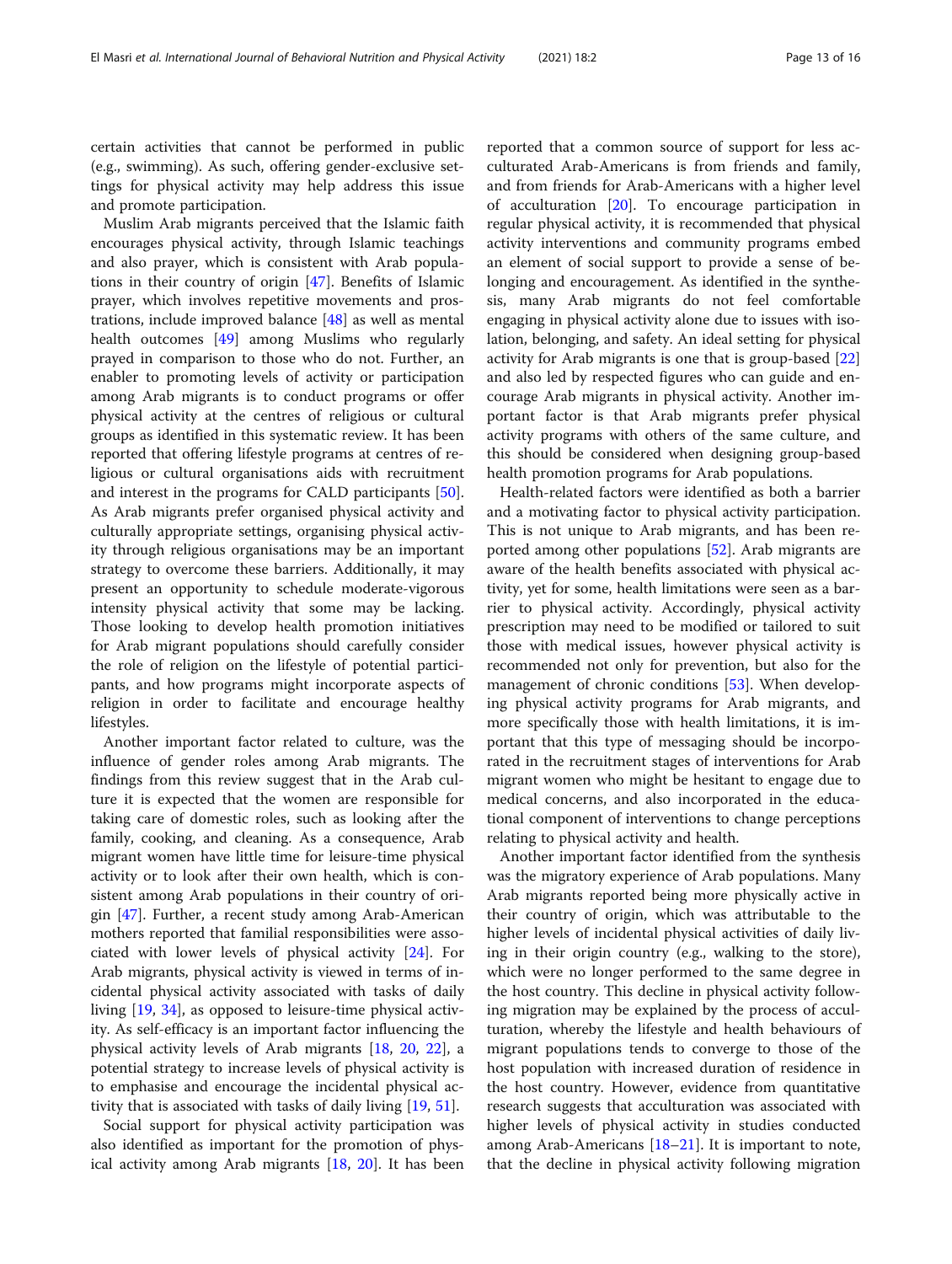certain activities that cannot be performed in public (e.g., swimming). As such, offering gender-exclusive settings for physical activity may help address this issue and promote participation.

Muslim Arab migrants perceived that the Islamic faith encourages physical activity, through Islamic teachings and also prayer, which is consistent with Arab populations in their country of origin [47]. Benefits of Islamic prayer, which involves repetitive movements and prostrations, include improved balance [48] as well as mental health outcomes [49] among Muslims who regularly prayed in comparison to those who do not. Further, an enabler to promoting levels of activity or participation among Arab migrants is to conduct programs or offer physical activity at the centres of religious or cultural groups as identified in this systematic review. It has been reported that offering lifestyle programs at centres of religious or cultural organisations aids with recruitment and interest in the programs for CALD participants [50]. As Arab migrants prefer organised physical activity and culturally appropriate settings, organising physical activity through religious organisations may be an important strategy to overcome these barriers. Additionally, it may present an opportunity to schedule moderate-vigorous intensity physical activity that some may be lacking. Those looking to develop health promotion initiatives for Arab migrant populations should carefully consider the role of religion on the lifestyle of potential participants, and how programs might incorporate aspects of religion in order to facilitate and encourage healthy lifestyles.

Another important factor related to culture, was the influence of gender roles among Arab migrants. The findings from this review suggest that in the Arab culture it is expected that the women are responsible for taking care of domestic roles, such as looking after the family, cooking, and cleaning. As a consequence, Arab migrant women have little time for leisure-time physical activity or to look after their own health, which is consistent among Arab populations in their country of origin [47]. Further, a recent study among Arab-American mothers reported that familial responsibilities were associated with lower levels of physical activity [24]. For Arab migrants, physical activity is viewed in terms of incidental physical activity associated with tasks of daily living [19, 34], as opposed to leisure-time physical activity. As self-efficacy is an important factor influencing the physical activity levels of Arab migrants [18, 20, 22], a potential strategy to increase levels of physical activity is to emphasise and encourage the incidental physical activity that is associated with tasks of daily living [19, 51].

Social support for physical activity participation was also identified as important for the promotion of physical activity among Arab migrants [18, 20]. It has been reported that a common source of support for less acculturated Arab-Americans is from friends and family, and from friends for Arab-Americans with a higher level of acculturation [20]. To encourage participation in regular physical activity, it is recommended that physical activity interventions and community programs embed an element of social support to provide a sense of belonging and encouragement. As identified in the synthesis, many Arab migrants do not feel comfortable engaging in physical activity alone due to issues with isolation, belonging, and safety. An ideal setting for physical activity for Arab migrants is one that is group-based [22] and also led by respected figures who can guide and encourage Arab migrants in physical activity. Another important factor is that Arab migrants prefer physical activity programs with others of the same culture, and this should be considered when designing group-based health promotion programs for Arab populations.

Health-related factors were identified as both a barrier and a motivating factor to physical activity participation. This is not unique to Arab migrants, and has been reported among other populations [52]. Arab migrants are aware of the health benefits associated with physical activity, yet for some, health limitations were seen as a barrier to physical activity. Accordingly, physical activity prescription may need to be modified or tailored to suit those with medical issues, however physical activity is recommended not only for prevention, but also for the management of chronic conditions [53]. When developing physical activity programs for Arab migrants, and more specifically those with health limitations, it is important that this type of messaging should be incorporated in the recruitment stages of interventions for Arab migrant women who might be hesitant to engage due to medical concerns, and also incorporated in the educational component of interventions to change perceptions relating to physical activity and health.

Another important factor identified from the synthesis was the migratory experience of Arab populations. Many Arab migrants reported being more physically active in their country of origin, which was attributable to the higher levels of incidental physical activities of daily living in their origin country (e.g., walking to the store), which were no longer performed to the same degree in the host country. This decline in physical activity following migration may be explained by the process of acculturation, whereby the lifestyle and health behaviours of migrant populations tends to converge to those of the host population with increased duration of residence in the host country. However, evidence from quantitative research suggests that acculturation was associated with higher levels of physical activity in studies conducted among Arab-Americans [18–21]. It is important to note, that the decline in physical activity following migration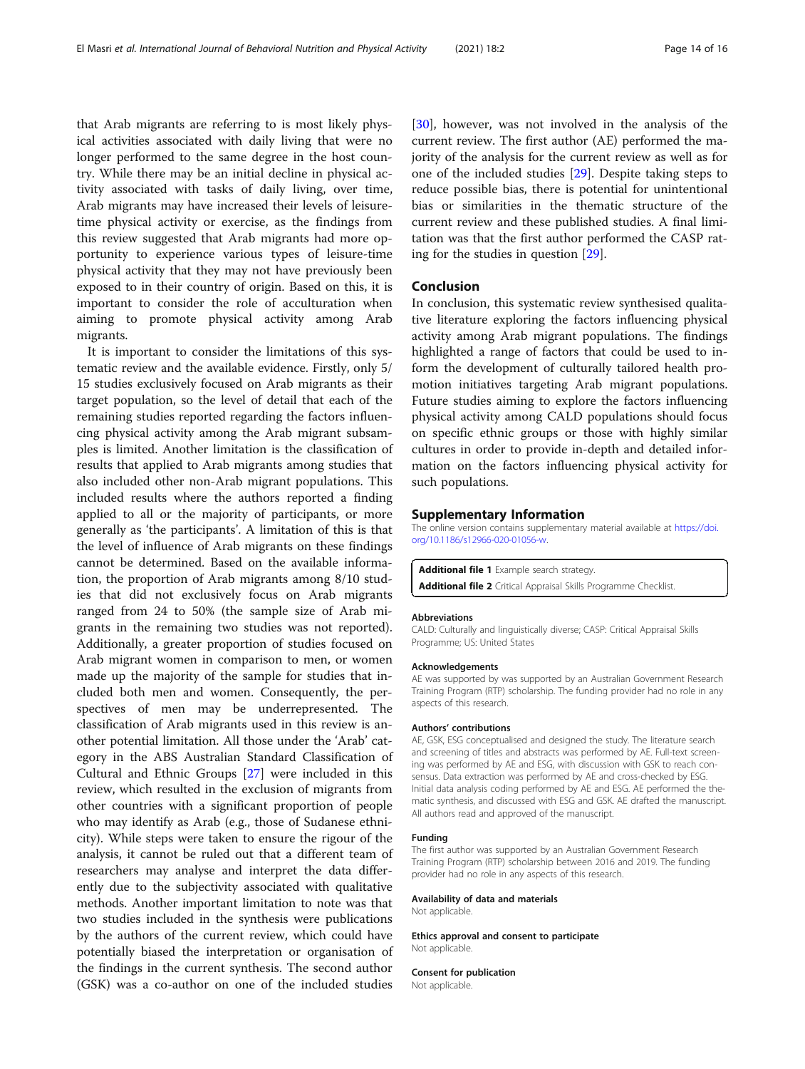that Arab migrants are referring to is most likely physical activities associated with daily living that were no longer performed to the same degree in the host country. While there may be an initial decline in physical activity associated with tasks of daily living, over time, Arab migrants may have increased their levels of leisure-time physical activity or exercise, as the findings from this review suggested that Arab migrants had more opportunity to experience various types of leisure-time physical activity that they may not have previously been exposed to in their country of origin. Based on this, it is important to consider the role of acculturation when aiming to promote physical activity among Arab migrants.

It is important to consider the limitations of this systematic review and the available evidence. Firstly, only 5/15 studies exclusively focused on Arab migrants as their target population, so the level of detail that each of the remaining studies reported regarding the factors influencing physical activity among the Arab migrant subsamples is limited. Another limitation is the classification of results that applied to Arab migrants among studies that also included other non-Arab migrant populations. This included results where the authors reported a finding applied to all or the majority of participants, or more generally as 'the participants'. A limitation of this is that the level of influence of Arab migrants on these findings cannot be determined. Based on the available information, the proportion of Arab migrants among 8/10 studies that did not exclusively focus on Arab migrants ranged from 24 to 50% (the sample size of Arab migrants in the remaining two studies was not reported). Additionally, a greater proportion of studies focused on Arab migrant women in comparison to men, or women made up the majority of the sample for studies that included both men and women. Consequently, the perspectives of men may be underrepresented. The classification of Arab migrants used in this review is another potential limitation. All those under the 'Arab' category in the ABS Australian Standard Classification of Cultural and Ethnic Groups [27] were included in this review, which resulted in the exclusion of migrants from other countries with a significant proportion of people who may identify as Arab (e.g., those of Sudanese ethnicity). While steps were taken to ensure the rigour of the analysis, it cannot be ruled out that a different team of researchers may analyse and interpret the data differently due to the subjectivity associated with qualitative methods. Another important limitation to note was that two studies included in the synthesis were publications by the authors of the current review, which could have potentially biased the interpretation or organisation of the findings in the current synthesis. The second author (GSK) was a co-author on one of the included studies [30], however, was not involved in the analysis of the current review. The first author (AE) performed the majority of the analysis for the current review as well as for one of the included studies [29]. Despite taking steps to reduce possible bias, there is potential for unintentional bias or similarities in the thematic structure of the current review and these published studies. A final limitation was that the first author performed the CASP rating for the studies in question [29].

## Conclusion

In conclusion, this systematic review synthesised qualitative literature exploring the factors influencing physical activity among Arab migrant populations. The findings highlighted a range of factors that could be used to inform the development of culturally tailored health promotion initiatives targeting Arab migrant populations. Future studies aiming to explore the factors influencing physical activity among CALD populations should focus on specific ethnic groups or those with highly similar cultures in order to provide in-depth and detailed information on the factors influencing physical activity for such populations.

## Supplementary Information

The online version contains supplementary material available at https://doi.org/10.1186/s12966-020-01056-w.

**Additional file 1** Example search strategy.
**Additional file 2** Critical Appraisal Skills Programme Checklist.

#### Abbreviations

CALD: Culturally and linguistically diverse; CASP: Critical Appraisal Skills Programme; US: United States

#### Acknowledgements

AE was supported by was supported by an Australian Government Research Training Program (RTP) scholarship. The funding provider had no role in any aspects of this research.

#### Authors' contributions

AE, GSK, ESG conceptualised and designed the study. The literature search and screening of titles and abstracts was performed by AE. Full-text screening was performed by AE and ESG, with discussion with GSK to reach consensus. Data extraction was performed by AE and cross-checked by ESG. Initial data analysis coding performed by AE and ESG. AE performed the thematic synthesis, and discussed with ESG and GSK. AE drafted the manuscript. All authors read and approved of the manuscript.

#### Funding

The first author was supported by an Australian Government Research Training Program (RTP) scholarship between 2016 and 2019. The funding provider had no role in any aspects of this research.

#### Availability of data and materials

Not applicable.

#### Ethics approval and consent to participate

Not applicable.

#### Consent for publication

Not applicable.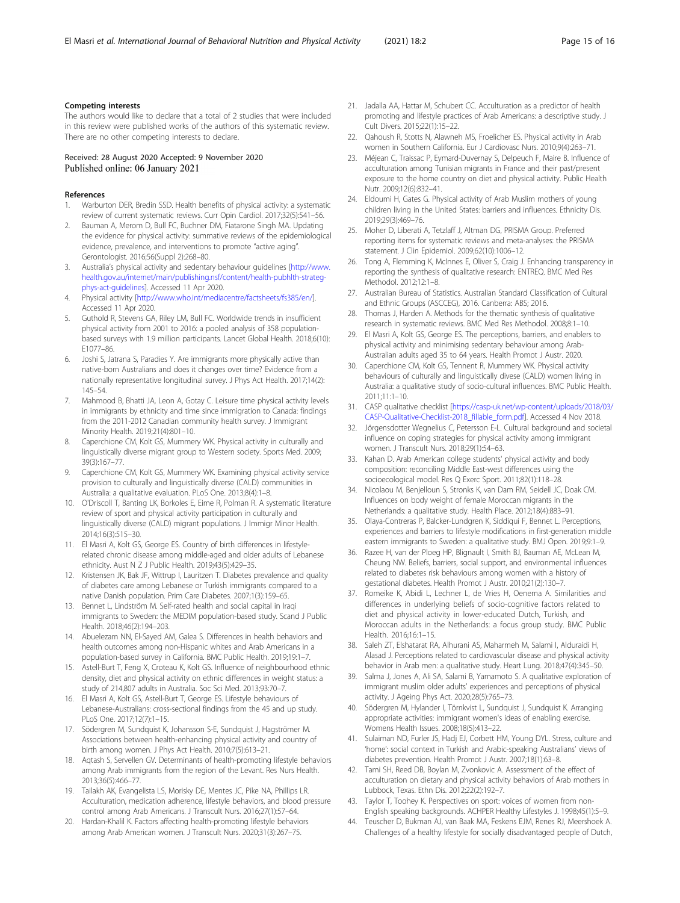#### Competing interests

The authors would like to declare that a total of 2 studies that were included in this review were published works of the authors of this systematic review. There are no other competing interests to declare.

Received: 28 August 2020 Accepted: 9 November 2020
Published online: 06 January 2021

#### References

1. Warburton DER, Bredin SSD. Health benefits of physical activity: a systematic review of current systematic reviews. Curr Opin Cardiol. 2017;32(5):541–56.
2. Bauman A, Merom D, Bull FC, Buchner DM, Fiatarone Singh MA. Updating the evidence for physical activity: summative reviews of the epidemiological evidence, prevalence, and interventions to promote "active aging". Gerontologist. 2016;56(Suppl 2):268–80.
3. Australia's physical activity and sedentary behaviour guidelines [http://www.health.gov.au/internet/main/publishing.nsf/content/health-pubhlth-strateg-phys-act-guidelines]. Accessed 11 Apr 2020.
4. Physical activity [http://www.who.int/mediacentre/factsheets/fs385/en/]. Accessed 11 Apr 2020.
5. Guthold R, Stevens GA, Riley LM, Bull FC. Worldwide trends in insufficient physical activity from 2001 to 2016: a pooled analysis of 358 population-based surveys with 1.9 million participants. Lancet Global Health. 2018;6(10): E1077–86.
6. Joshi S, Jatrana S, Paradies Y. Are immigrants more physically active than native-born Australians and does it changes over time? Evidence from a nationally representative longitudinal survey. J Phys Act Health. 2017;14(2): 145–54.
7. Mahmood B, Bhatti JA, Leon A, Gotay C. Leisure time physical activity levels in immigrants by ethnicity and time since immigration to Canada: findings from the 2011-2012 Canadian community health survey. J Immigrant Minority Health. 2019;21(4):801–10.
8. Caperchione CM, Kolt GS, Mummery WK. Physical activity in culturally and linguistically diverse migrant group to Western society. Sports Med. 2009; 39(3):167–77.
9. Caperchione CM, Kolt GS, Mummery WK. Examining physical activity service provision to culturally and linguistically diverse (CALD) communities in Australia: a qualitative evaluation. PLoS One. 2013;8(4):1–8.
10. O'Driscoll T, Banting LK, Borkoles E, Eime R, Polman R. A systematic literature review of sport and physical activity participation in culturally and linguistically diverse (CALD) migrant populations. J Immigr Minor Health. 2014;16(3):515–30.
11. El Masri A, Kolt GS, George ES. Country of birth differences in lifestyle-related chronic disease among middle-aged and older adults of Lebanese ethnicity. Aust N Z J Public Health. 2019;43(5):429–35.
12. Kristensen JK, Bak JF, Wittrup I, Lauritzen T. Diabetes prevalence and quality of diabetes care among Lebanese or Turkish immigrants compared to a native Danish population. Prim Care Diabetes. 2007;1(3):159–65.
13. Bennet L, Lindström M. Self-rated health and social capital in Iraqi immigrants to Sweden: the MEDIM population-based study. Scand J Public Health. 2018;46(2):194–203.
14. Abuelezam NN, El-Sayed AM, Galea S. Differences in health behaviors and health outcomes among non-Hispanic whites and Arab Americans in a population-based survey in California. BMC Public Health. 2019;19:1–7.
15. Astell-Burt T, Feng X, Croteau K, Kolt GS. Influence of neighbourhood ethnic density, diet and physical activity on ethnic differences in weight status: a study of 214,807 adults in Australia. Soc Sci Med. 2013;93:70–7.
16. El Masri A, Kolt GS, Astell-Burt T, George ES. Lifestyle behaviours of Lebanese-Australians: cross-sectional findings from the 45 and up study. PLoS One. 2017;12(7):1–15.
17. Södergren M, Sundquist K, Johansson S-E, Sundquist J, Hagströmer M. Associations between health-enhancing physical activity and country of birth among women. J Phys Act Health. 2010;7(5):613–21.
18. Aqtash S, Servellen GV. Determinants of health-promoting lifestyle behaviors among Arab immigrants from the region of the Levant. Res Nurs Health. 2013;36(5):466–77.
19. Tailakh AK, Evangelista LS, Morisky DE, Mentes JC, Pike NA, Phillips LR. Acculturation, medication adherence, lifestyle behaviors, and blood pressure control among Arab Americans. J Transcult Nurs. 2016;27(1):57–64.
20. Hardan-Khalil K. Factors affecting health-promoting lifestyle behaviors among Arab American women. J Transcult Nurs. 2020;31(3):267–75.
21. Jadalla AA, Hattar M, Schubert CC. Acculturation as a predictor of health promoting and lifestyle practices of Arab Americans: a descriptive study. J Cult Divers. 2015;22(1):15–22.
22. Qahoush R, Stotts N, Alawneh MS, Froelicher ES. Physical activity in Arab women in Southern California. Eur J Cardiovasc Nurs. 2010;9(4):263–71.
23. Méjean C, Traissac P, Eymard-Duvernay S, Delpeuch F, Maire B. Influence of acculturation among Tunisian migrants in France and their past/present exposure to the home country on diet and physical activity. Public Health Nutr. 2009;12(6):832–41.
24. Eldoumi H, Gates G. Physical activity of Arab Muslim mothers of young children living in the United States: barriers and influences. Ethnicity Dis. 2019;29(3):469–76.
25. Moher D, Liberati A, Tetzlaff J, Altman DG, PRISMA Group. Preferred reporting items for systematic reviews and meta-analyses: the PRISMA statement. J Clin Epidemiol. 2009;62(10):1006–12.
26. Tong A, Flemming K, McInnes E, Oliver S, Craig J. Enhancing transparency in reporting the synthesis of qualitative research: ENTREQ. BMC Med Res Methodol. 2012;12:1–8.
27. Australian Bureau of Statistics. Australian Standard Classification of Cultural and Ethnic Groups (ASCCEG), 2016. Canberra: ABS; 2016.
28. Thomas J, Harden A. Methods for the thematic synthesis of qualitative research in systematic reviews. BMC Med Res Methodol. 2008;8:1–10.
29. El Masri A, Kolt GS, George ES. The perceptions, barriers, and enablers to physical activity and minimising sedentary behaviour among Arab-Australian adults aged 35 to 64 years. Health Promot J Austr. 2020.
30. Caperchione CM, Kolt GS, Tennent R, Mummery WK. Physical activity behaviours of culturally and linguistically divese (CALD) women living in Australia: a qualitative study of socio-cultural influences. BMC Public Health. 2011;11:1–10.
31. CASP qualitative checklist [https://casp-uk.net/wp-content/uploads/2018/03/CASP-Qualitative-Checklist-2018_fillable_form.pdf]. Accessed 4 Nov 2018.
32. Jörgensdotter Wegnelius C, Petersson E-L. Cultural background and societal influence on coping strategies for physical activity among immigrant women. J Transcult Nurs. 2018;29(1):54–63.
33. Kahan D. Arab American college students' physical activity and body composition: reconciling Middle East-west differences using the socioecological model. Res Q Exerc Sport. 2011;82(1):118–28.
34. Nicolaou M, Benjelloun S, Stronks K, van Dam RM, Seidell JC, Doak CM. Influences on body weight of female Moroccan migrants in the Netherlands: a qualitative study. Health Place. 2012;18(4):883–91.
35. Olaya-Contreras P, Balcker-Lundgren K, Siddiqui F, Bennet L. Perceptions, experiences and barriers to lifestyle modifications in first-generation middle eastern immigrants to Sweden: a qualitative study. BMJ Open. 2019;9:1–9.
36. Razee H, van der Ploeg HP, Blignault I, Smith BJ, Bauman AE, McLean M, Cheung NW. Beliefs, barriers, social support, and environmental influences related to diabetes risk behaviours among women with a history of gestational diabetes. Health Promot J Austr. 2010;21(2):130–7.
37. Romeike K, Abidi L, Lechner L, de Vries H, Oenema A. Similarities and differences in underlying beliefs of socio-cognitive factors related to diet and physical activity in lower-educated Dutch, Turkish, and Moroccan adults in the Netherlands: a focus group study. BMC Public Health. 2016;16:1–15.
38. Saleh ZT, Elshatarat RA, Alhurani AS, Maharmeh M, Salami I, Alduraidi H, Alasad J. Perceptions related to cardiovascular disease and physical activity behavior in Arab men: a qualitative study. Heart Lung. 2018;47(4):345–50.
39. Salma J, Jones A, Ali SA, Salami B, Yamamoto S. A qualitative exploration of immigrant muslim older adults' experiences and perceptions of physical activity. J Ageing Phys Act. 2020;28(5):765–73.
40. Södergren M, Hylander I, Törnkvist L, Sundquist J, Sundquist K. Arranging appropriate activities: immigrant women's ideas of enabling exercise. Womens Health Issues. 2008;18(5):413–22.
41. Sulaiman ND, Furler JS, Hadj EJ, Corbett HM, Young DYL. Stress, culture and 'home': social context in Turkish and Arabic-speaking Australians' views of diabetes prevention. Health Promot J Austr. 2007;18(1):63–8.
42. Tami SH, Reed DB, Boylan M, Zvonkovic A. Assessment of the effect of acculturation on dietary and physical activity behaviors of Arab mothers in Lubbock, Texas. Ethn Dis. 2012;22(2):192–7.
43. Taylor T, Toohey K. Perspectives on sport: voices of women from non-English speaking backgrounds. ACHPER Healthy Lifestyles J. 1998;45(1):5–9.
44. Teuscher D, Bukman AJ, van Baak MA, Feskens EJM, Renes RJ, Meershoek A. Challenges of a healthy lifestyle for socially disadvantaged people of Dutch,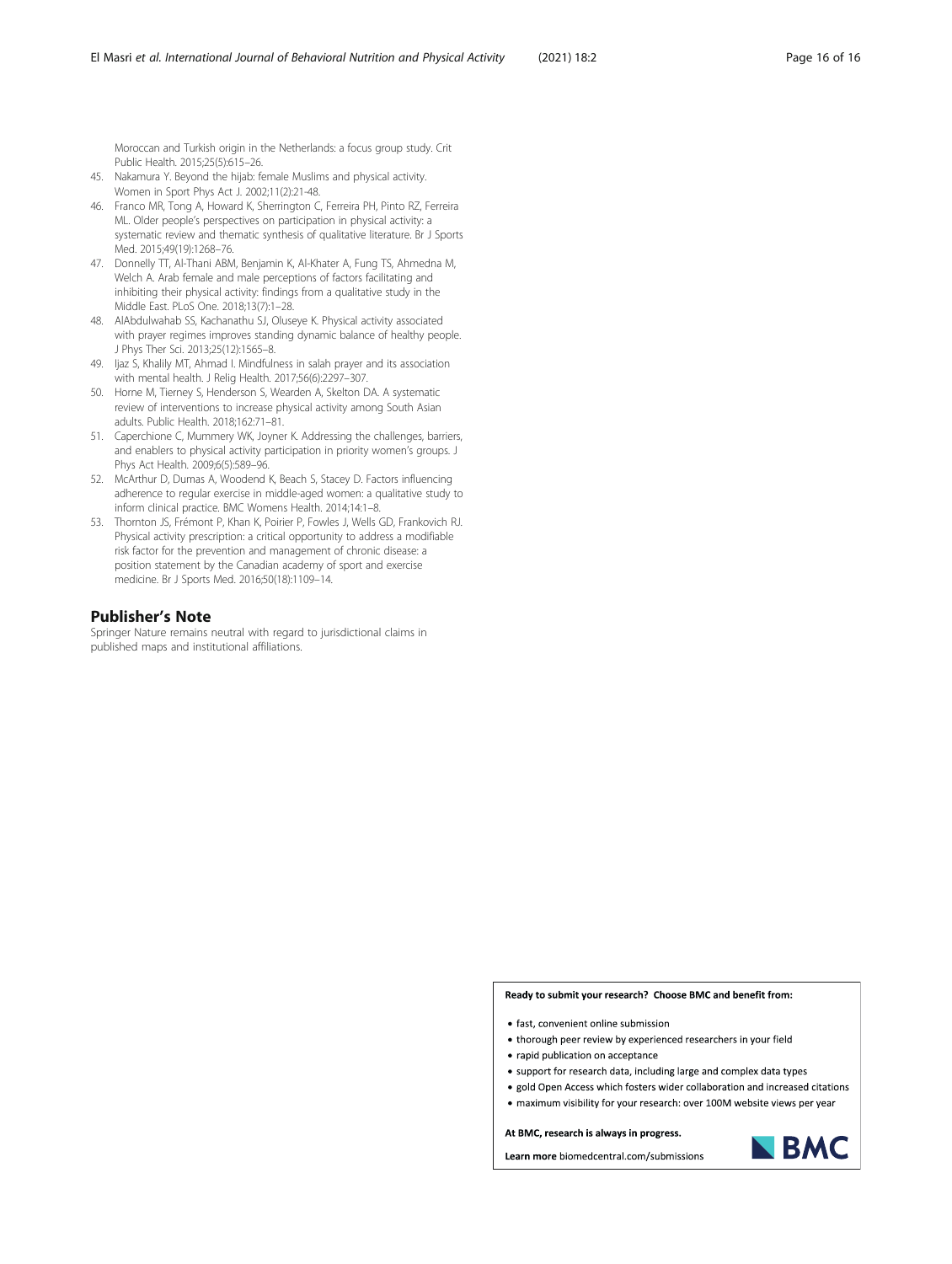Moroccan and Turkish origin in the Netherlands: a focus group study. Crit Public Health. 2015;25(5):615–26.

45. Nakamura Y. Beyond the hijab: female Muslims and physical activity. Women in Sport Phys Act J. 2002;11(2):21-48.
46. Franco MR, Tong A, Howard K, Sherrington C, Ferreira PH, Pinto RZ, Ferreira ML. Older people's perspectives on participation in physical activity: a systematic review and thematic synthesis of qualitative literature. Br J Sports Med. 2015;49(19):1268–76.
47. Donnelly TT, Al-Thani ABM, Benjamin K, Al-Khater A, Fung TS, Ahmedna M, Welch A. Arab female and male perceptions of factors facilitating and inhibiting their physical activity: findings from a qualitative study in the Middle East. PLoS One. 2018;13(7):1–28.
48. AlAbdulwahab SS, Kachanathu SJ, Oluseye K. Physical activity associated with prayer regimes improves standing dynamic balance of healthy people. J Phys Ther Sci. 2013;25(12):1565–8.
49. Ijaz S, Khalily MT, Ahmad I. Mindfulness in salah prayer and its association with mental health. J Relig Health. 2017;56(6):2297–307.
50. Horne M, Tierney S, Henderson S, Wearden A, Skelton DA. A systematic review of interventions to increase physical activity among South Asian adults. Public Health. 2018;162:71–81.
51. Caperchione C, Mummery WK, Joyner K. Addressing the challenges, barriers, and enablers to physical activity participation in priority women's groups. J Phys Act Health. 2009;6(5):589–96.
52. McArthur D, Dumas A, Woodend K, Beach S, Stacey D. Factors influencing adherence to regular exercise in middle-aged women: a qualitative study to inform clinical practice. BMC Womens Health. 2014;14:1–8.
53. Thornton JS, Frémont P, Khan K, Poirier P, Fowles J, Wells GD, Frankovich RJ. Physical activity prescription: a critical opportunity to address a modifiable risk factor for the prevention and management of chronic disease: a position statement by the Canadian academy of sport and exercise medicine. Br J Sports Med. 2016;50(18):1109–14.

## Publisher's Note

Springer Nature remains neutral with regard to jurisdictional claims in published maps and institutional affiliations.

**Ready to submit your research? Choose BMC and benefit from:**

- fast, convenient online submission
- thorough peer review by experienced researchers in your field
- rapid publication on acceptance
- support for research data, including large and complex data types
- gold Open Access which fosters wider collaboration and increased citations
- maximum visibility for your research: over 100M website views per year

**At BMC, research is always in progress.**

**Learn more** biomedcentral.com/submissions

BMC